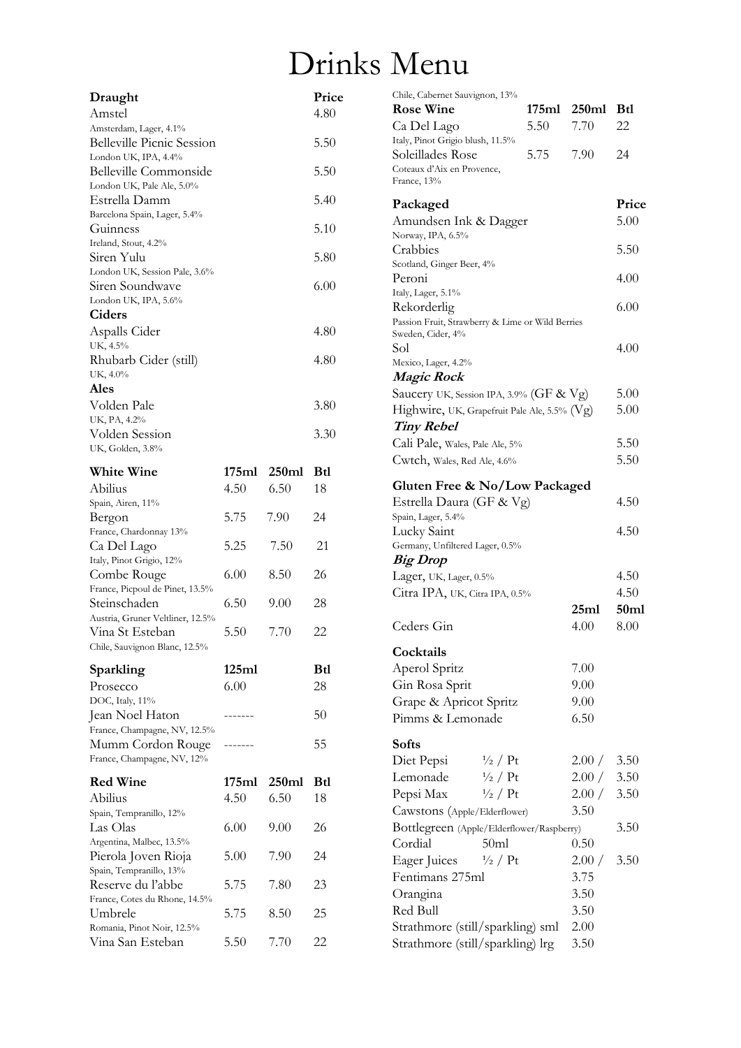# Drinks Menu

| Draught | Price |
|---|---|
| Amstel<br>Amsterdam, Lager, 4.1% | 4.80 |
| Belleville Picnic Session<br>London UK, IPA, 4.4% | 5.50 |
| Belleville Commonside<br>London UK, Pale Ale, 5.0% | 5.50 |
| Estrella Damm<br>Barcelona Spain, Lager, 5.4% | 5.40 |
| Guinness<br>Ireland, Stout, 4.2% | 5.10 |
| Siren Yulu<br>London UK, Session Pale, 3.6% | 5.80 |
| Siren Soundwave<br>London UK, IPA, 5.6% | 6.00 |
| **Ciders** | |
| Aspalls Cider<br>UK, 4.5% | 4.80 |
| Rhubarb Cider (still)<br>UK, 4.0% | 4.80 |
| **Ales** | |
| Volden Pale<br>UK, PA, 4.2% | 3.80 |
| Volden Session<br>UK, Golden, 3.8% | 3.30 |

| White Wine | 175ml | 250ml | Btl |
|---|---|---|---|
| Abilius<br>Spain, Airen, 11% | 4.50 | 6.50 | 18 |
| Bergon<br>France, Chardonnay 13% | 5.75 | 7.90 | 24 |
| Ca Del Lago<br>Italy, Pinot Grigio, 12% | 5.25 | 7.50 | 21 |
| Combe Rouge<br>France, Picpoul de Pinet, 13.5% | 6.00 | 8.50 | 26 |
| Steinschaden<br>Austria, Gruner Veltliner, 12.5% | 6.50 | 9.00 | 28 |
| Vina St Esteban<br>Chile, Sauvignon Blanc, 12.5% | 5.50 | 7.70 | 22 |

| Sparkling | 125ml | Btl |
|---|---|---|
| Prosecco<br>DOC, Italy, 11% | 6.00 | 28 |
| Jean Noel Haton<br>France, Champagne, NV, 12.5% | ------- | 50 |
| Mumm Cordon Rouge<br>France, Champagne, NV, 12% | ------- | 55 |

| Red Wine | 175ml | 250ml | Btl |
|---|---|---|---|
| Abilius<br>Spain, Tempranillo, 12% | 4.50 | 6.50 | 18 |
| Las Olas<br>Argentina, Malbec, 13.5% | 6.00 | 9.00 | 26 |
| Pierola Joven Rioja<br>Spain, Tempranillo, 13% | 5.00 | 7.90 | 24 |
| Reserve du l'abbe<br>France, Cotes du Rhone, 14.5% | 5.75 | 7.80 | 23 |
| Umbrele<br>Romania, Pinot Noir, 12.5% | 5.75 | 8.50 | 25 |
| Vina San Esteban<br>Chile, Cabernet Sauvignon, 13% | 5.50 | 7.70 | 22 |

| Rose Wine | 175ml | 250ml | Btl |
|---|---|---|---|
| Ca Del Lago<br>Italy, Pinot Grigio blush, 11.5% | 5.50 | 7.70 | 22 |
| Soleillades Rose<br>Coteaux d'Aix en Provence, France, 13% | 5.75 | 7.90 | 24 |

| Packaged | Price |
|---|---|
| Amundsen Ink & Dagger<br>Norway, IPA, 6.5% | 5.00 |
| Crabbies<br>Scotland, Ginger Beer, 4% | 5.50 |
| Peroni<br>Italy, Lager, 5.1% | 4.00 |
| Rekorderlig<br>Passion Fruit, Strawberry & Lime or Wild Berries<br>Sweden, Cider, 4% | 6.00 |
| Sol<br>Mexico, Lager, 4.2% | 4.00 |
| ***Magic Rock*** | |
| Saucery UK, Session IPA, 3.9% (GF & Vg) | 5.00 |
| Highwire, UK, Grapefruit Pale Ale, 5.5% (Vg) | 5.00 |
| ***Tiny Rebel*** | |
| Cali Pale, Wales, Pale Ale, 5% | 5.50 |
| Cwtch, Wales, Red Ale, 4.6% | 5.50 |

| Gluten Free & No/Low Packaged | Price |
|---|---|
| Estrella Daura (GF & Vg)<br>Spain, Lager, 5.4% | 4.50 |
| Lucky Saint<br>Germany, Unfiltered Lager, 0.5% | 4.50 |
| ***Big Drop*** | |
| Lager, UK, Lager, 0.5% | 4.50 |
| Citra IPA, UK, Citra IPA, 0.5% | 4.50 |

| | 25ml | 50ml |
|---|---|---|
| Ceders Gin | 4.00 | 8.00 |

| Cocktails | |
|---|---|
| Aperol Spritz | 7.00 |
| Gin Rosa Sprit | 9.00 |
| Grape & Apricot Spritz | 9.00 |
| Pimms & Lemonade | 6.50 |

| Softs | | | |
|---|---|---|---|
| Diet Pepsi | ½ / Pt | 2.00 / | 3.50 |
| Lemonade | ½ / Pt | 2.00 / | 3.50 |
| Pepsi Max | ½ / Pt | 2.00 / | 3.50 |
| Cawstons (Apple/Elderflower) | | 3.50 | |
| Bottlegreen (Apple/Elderflower/Raspberry) | | | 3.50 |
| Cordial | 50ml | 0.50 | |
| Eager Juices | ½ / Pt | 2.00 / | 3.50 |
| Fentimans 275ml | | 3.75 | |
| Orangina | | 3.50 | |
| Red Bull | | 3.50 | |
| Strathmore (still/sparkling) sml | | 2.00 | |
| Strathmore (still/sparkling) lrg | | 3.50 | |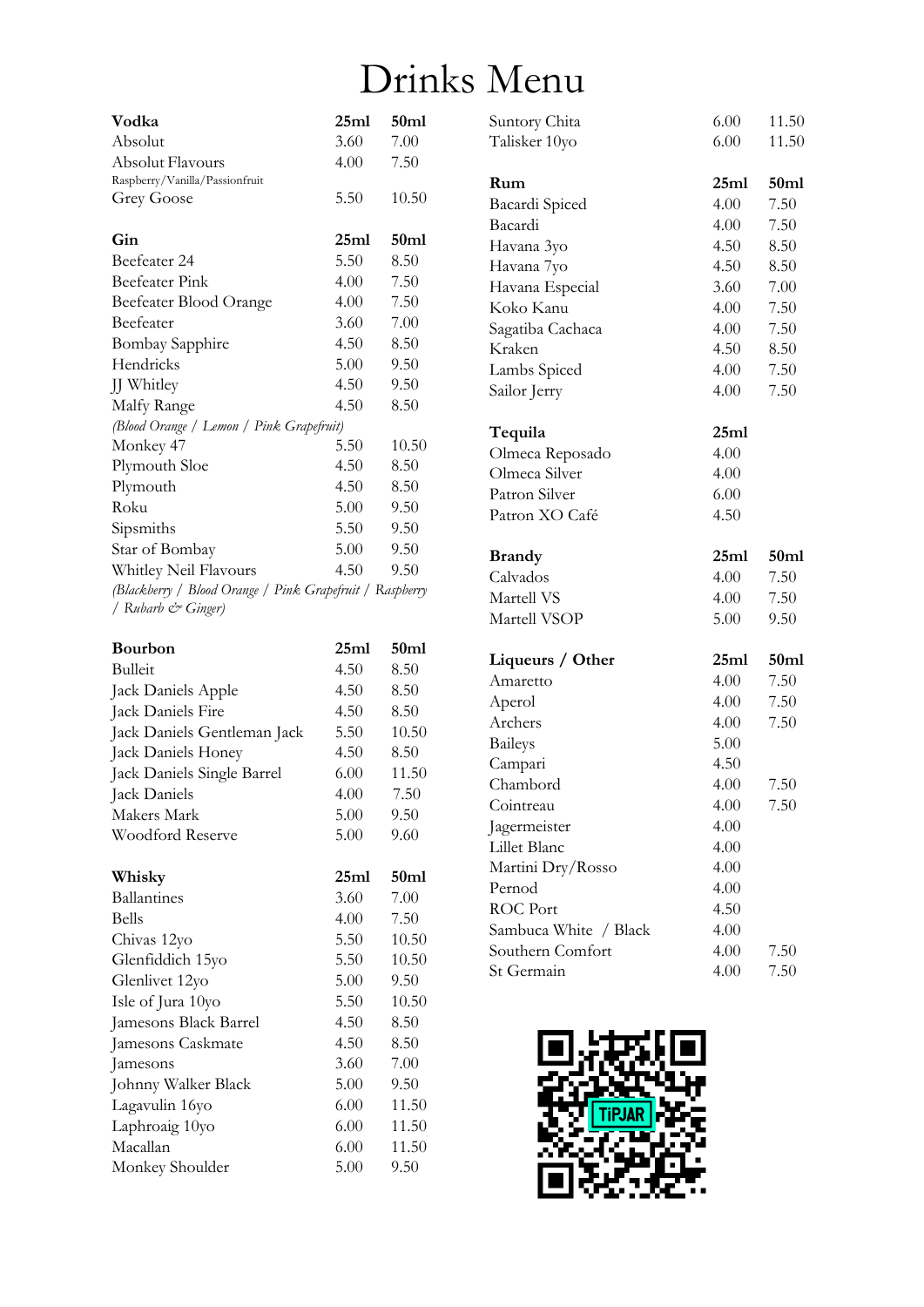# Drinks Menu

| Vodka | 25ml | 50ml |
|---|---|---|
| Absolut | 3.60 | 7.00 |
| Absolut Flavours<br>Raspberry/Vanilla/Passionfruit | 4.00 | 7.50 |
| Grey Goose | 5.50 | 10.50 |

| Gin | 25ml | 50ml |
|---|---|---|
| Beefeater 24 | 5.50 | 8.50 |
| Beefeater Pink | 4.00 | 7.50 |
| Beefeater Blood Orange | 4.00 | 7.50 |
| Beefeater | 3.60 | 7.00 |
| Bombay Sapphire | 4.50 | 8.50 |
| Hendricks | 5.00 | 9.50 |
| JJ Whitley | 4.50 | 9.50 |
| Malfy Range<br>*(Blood Orange / Lemon / Pink Grapefruit)* | 4.50 | 8.50 |
| Monkey 47 | 5.50 | 10.50 |
| Plymouth Sloe | 4.50 | 8.50 |
| Plymouth | 4.50 | 8.50 |
| Roku | 5.00 | 9.50 |
| Sipsmiths | 5.50 | 9.50 |
| Star of Bombay | 5.00 | 9.50 |
| Whitley Neil Flavours<br>*(Blackberry / Blood Orange / Pink Grapefruit / Raspberry / Rubarb & Ginger)* | 4.50 | 9.50 |

| Bourbon | 25ml | 50ml |
|---|---|---|
| Bulleit | 4.50 | 8.50 |
| Jack Daniels Apple | 4.50 | 8.50 |
| Jack Daniels Fire | 4.50 | 8.50 |
| Jack Daniels Gentleman Jack | 5.50 | 10.50 |
| Jack Daniels Honey | 4.50 | 8.50 |
| Jack Daniels Single Barrel | 6.00 | 11.50 |
| Jack Daniels | 4.00 | 7.50 |
| Makers Mark | 5.00 | 9.50 |
| Woodford Reserve | 5.00 | 9.60 |

| Whisky | 25ml | 50ml |
|---|---|---|
| Ballantines | 3.60 | 7.00 |
| Bells | 4.00 | 7.50 |
| Chivas 12yo | 5.50 | 10.50 |
| Glenfiddich 15yo | 5.50 | 10.50 |
| Glenlivet 12yo | 5.00 | 9.50 |
| Isle of Jura 10yo | 5.50 | 10.50 |
| Jamesons Black Barrel | 4.50 | 8.50 |
| Jamesons Caskmate | 4.50 | 8.50 |
| Jamesons | 3.60 | 7.00 |
| Johnny Walker Black | 5.00 | 9.50 |
| Lagavulin 16yo | 6.00 | 11.50 |
| Laphroaig 10yo | 6.00 | 11.50 |
| Macallan | 6.00 | 11.50 |
| Monkey Shoulder | 5.00 | 9.50 |
| Suntory Chita | 6.00 | 11.50 |
| Talisker 10yo | 6.00 | 11.50 |

| Rum | 25ml | 50ml |
|---|---|---|
| Bacardi Spiced | 4.00 | 7.50 |
| Bacardi | 4.00 | 7.50 |
| Havana 3yo | 4.50 | 8.50 |
| Havana 7yo | 4.50 | 8.50 |
| Havana Especial | 3.60 | 7.00 |
| Koko Kanu | 4.00 | 7.50 |
| Sagatiba Cachaca | 4.00 | 7.50 |
| Kraken | 4.50 | 8.50 |
| Lambs Spiced | 4.00 | 7.50 |
| Sailor Jerry | 4.00 | 7.50 |

| Tequila | 25ml |
|---|---|
| Olmeca Reposado | 4.00 |
| Olmeca Silver | 4.00 |
| Patron Silver | 6.00 |
| Patron XO Café | 4.50 |

| Brandy | 25ml | 50ml |
|---|---|---|
| Calvados | 4.00 | 7.50 |
| Martell VS | 4.00 | 7.50 |
| Martell VSOP | 5.00 | 9.50 |

| Liqueurs / Other | 25ml | 50ml |
|---|---|---|
| Amaretto | 4.00 | 7.50 |
| Aperol | 4.00 | 7.50 |
| Archers | 4.00 | 7.50 |
| Baileys | 5.00 | |
| Campari | 4.50 | |
| Chambord | 4.00 | 7.50 |
| Cointreau | 4.00 | 7.50 |
| Jagermeister | 4.00 | |
| Lillet Blanc | 4.00 | |
| Martini Dry/Rosso | 4.00 | |
| Pernod | 4.00 | |
| ROC Port | 4.50 | |
| Sambuca White / Black | 4.00 | |
| Southern Comfort | 4.00 | 7.50 |
| St Germain | 4.00 | 7.50 |

TIPJAR